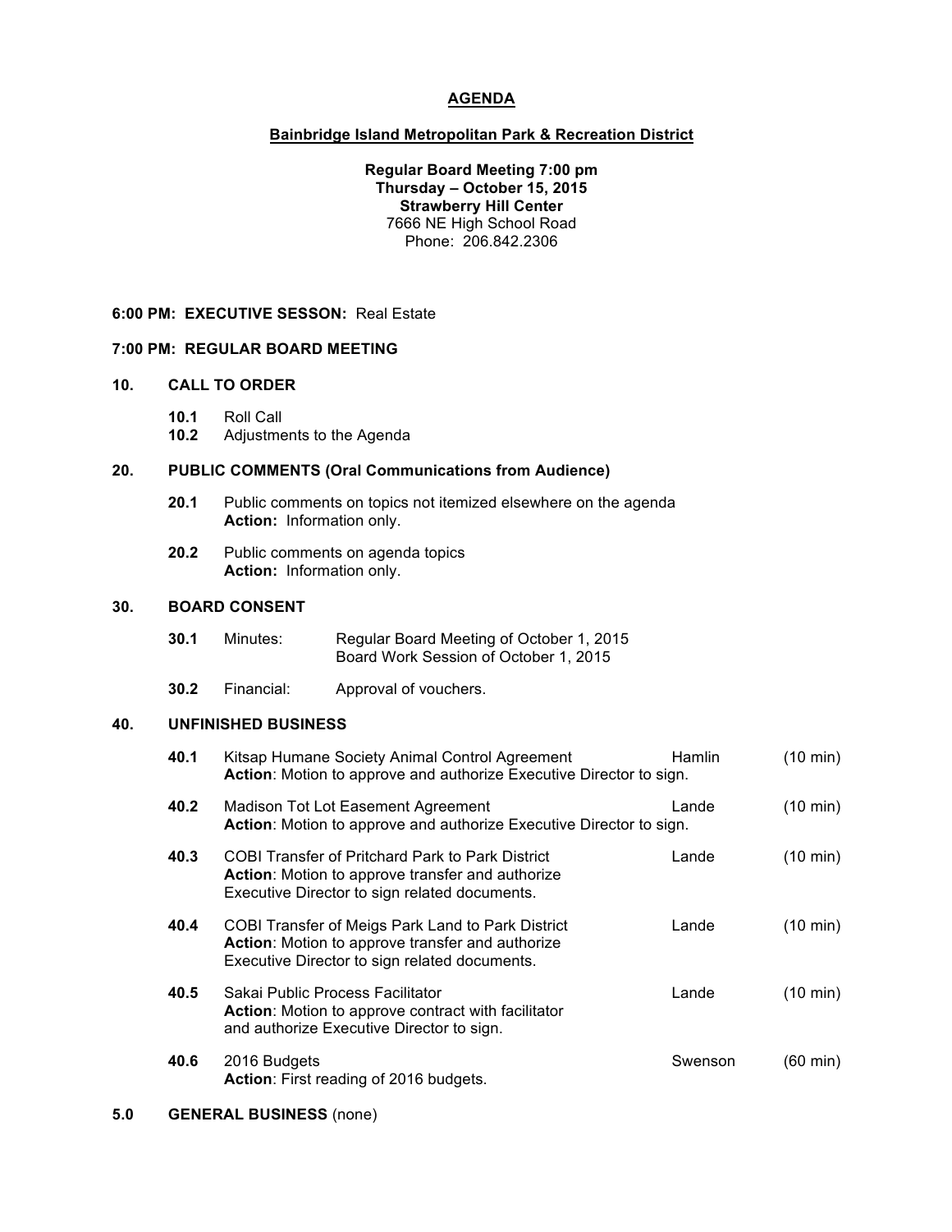# AGENDA

## Bainbridge Island Metropolitan Park & Recreation District

**Regular Board Meeting 7:00 pm**
**Thursday – October 15, 2015**
**Strawberry Hill Center**
7666 NE High School Road
Phone: 206.842.2306

**6:00 PM: EXECUTIVE SESSON:** Real Estate

**7:00 PM: REGULAR BOARD MEETING**

**10. CALL TO ORDER**

- **10.1** Roll Call
- **10.2** Adjustments to the Agenda

**20. PUBLIC COMMENTS (Oral Communications from Audience)**

- **20.1** Public comments on topics not itemized elsewhere on the agenda
  **Action:** Information only.
- **20.2** Public comments on agenda topics
  **Action:** Information only.

**30. BOARD CONSENT**

- **30.1** Minutes: Regular Board Meeting of October 1, 2015
  Board Work Session of October 1, 2015
- **30.2** Financial: Approval of vouchers.

**40. UNFINISHED BUSINESS**

- **40.1** Kitsap Humane Society Animal Control Agreement — Hamlin (10 min)
  **Action**: Motion to approve and authorize Executive Director to sign.
- **40.2** Madison Tot Lot Easement Agreement — Lande (10 min)
  **Action**: Motion to approve and authorize Executive Director to sign.
- **40.3** COBI Transfer of Pritchard Park to Park District — Lande (10 min)
  **Action**: Motion to approve transfer and authorize Executive Director to sign related documents.
- **40.4** COBI Transfer of Meigs Park Land to Park District — Lande (10 min)
  **Action**: Motion to approve transfer and authorize Executive Director to sign related documents.
- **40.5** Sakai Public Process Facilitator — Lande (10 min)
  **Action**: Motion to approve contract with facilitator and authorize Executive Director to sign.
- **40.6** 2016 Budgets — Swenson (60 min)
  **Action**: First reading of 2016 budgets.

**5.0 GENERAL BUSINESS** (none)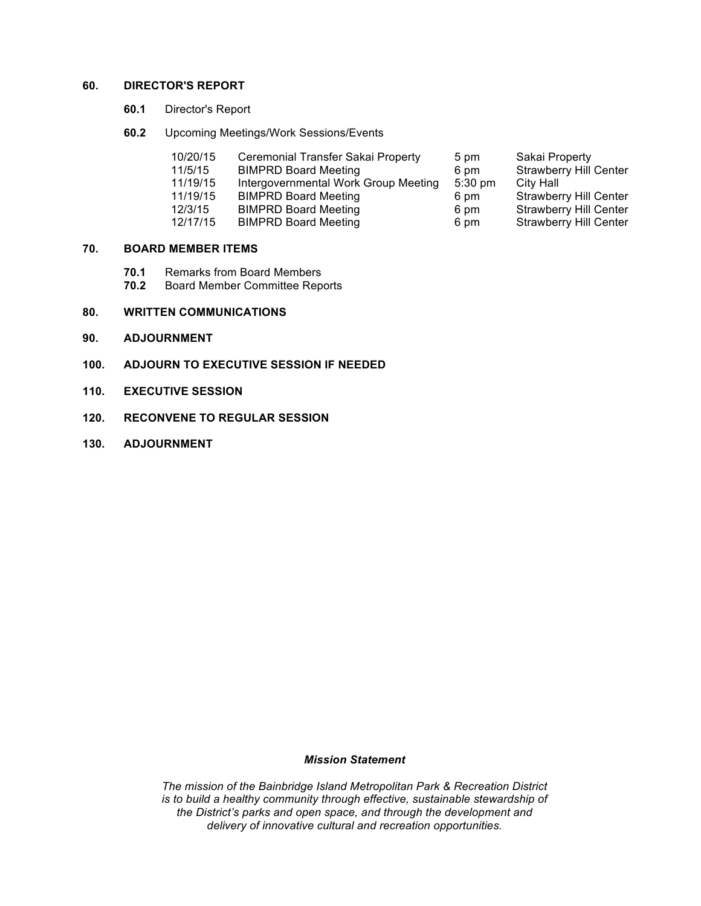**60. DIRECTOR'S REPORT**

**60.1** Director's Report

**60.2** Upcoming Meetings/Work Sessions/Events

| | | | |
|---|---|---|---|
| 10/20/15 | Ceremonial Transfer Sakai Property | 5 pm | Sakai Property |
| 11/5/15 | BIMPRD Board Meeting | 6 pm | Strawberry Hill Center |
| 11/19/15 | Intergovernmental Work Group Meeting | 5:30 pm | City Hall |
| 11/19/15 | BIMPRD Board Meeting | 6 pm | Strawberry Hill Center |
| 12/3/15 | BIMPRD Board Meeting | 6 pm | Strawberry Hill Center |
| 12/17/15 | BIMPRD Board Meeting | 6 pm | Strawberry Hill Center |

**70. BOARD MEMBER ITEMS**

**70.1** Remarks from Board Members
**70.2** Board Member Committee Reports

**80. WRITTEN COMMUNICATIONS**

**90. ADJOURNMENT**

**100. ADJOURN TO EXECUTIVE SESSION IF NEEDED**

**110. EXECUTIVE SESSION**

**120. RECONVENE TO REGULAR SESSION**

**130. ADJOURNMENT**

***Mission Statement***

*The mission of the Bainbridge Island Metropolitan Park & Recreation District is to build a healthy community through effective, sustainable stewardship of the District's parks and open space, and through the development and delivery of innovative cultural and recreation opportunities.*